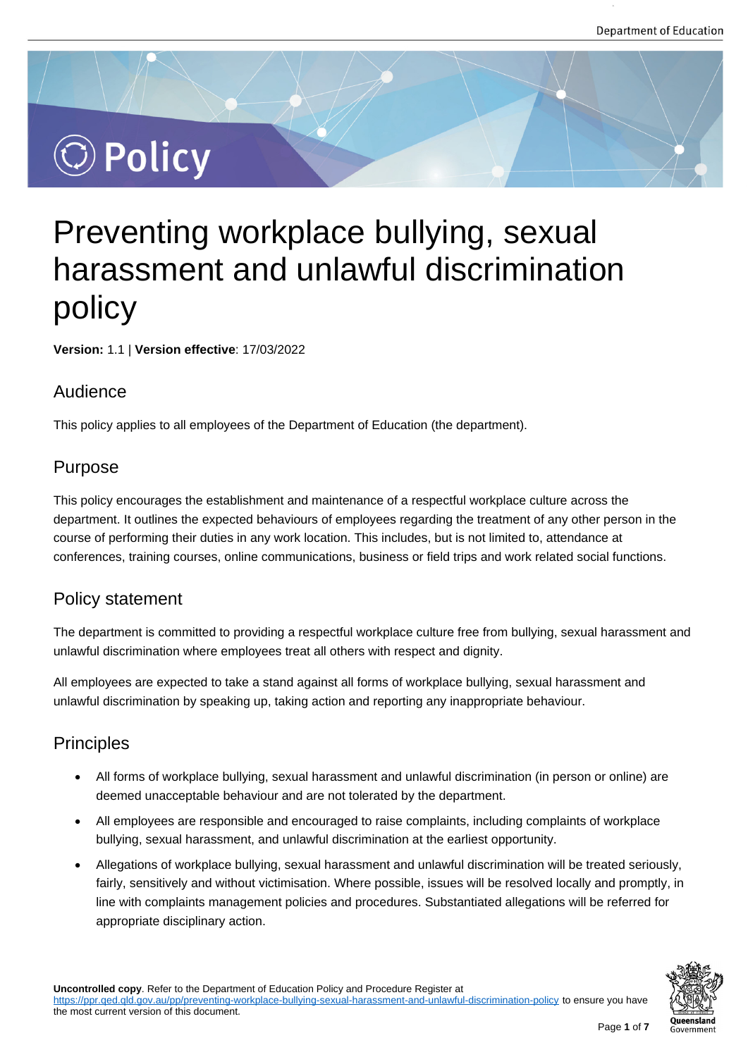# Policy

# Preventing workplace bullying, sexual harassment and unlawful discrimination policy

**Version:** 1.1 | **Version effective**: 17/03/2022

## Audience

This policy applies to all employees of the Department of Education (the department).

## Purpose

This policy encourages the establishment and maintenance of a respectful workplace culture across the department. It outlines the expected behaviours of employees regarding the treatment of any other person in the course of performing their duties in any work location. This includes, but is not limited to, attendance at conferences, training courses, online communications, business or field trips and work related social functions.

## Policy statement

The department is committed to providing a respectful workplace culture free from bullying, sexual harassment and unlawful discrimination where employees treat all others with respect and dignity.

All employees are expected to take a stand against all forms of workplace bullying, sexual harassment and unlawful discrimination by speaking up, taking action and reporting any inappropriate behaviour.

## Principles

- All forms of workplace bullying, sexual harassment and unlawful discrimination (in person or online) are deemed unacceptable behaviour and are not tolerated by the department.
- All employees are responsible and encouraged to raise complaints, including complaints of workplace bullying, sexual harassment, and unlawful discrimination at the earliest opportunity.
- Allegations of workplace bullying, sexual harassment and unlawful discrimination will be treated seriously, fairly, sensitively and without victimisation. Where possible, issues will be resolved locally and promptly, in line with complaints management policies and procedures. Substantiated allegations will be referred for appropriate disciplinary action.

**Uncontrolled copy**. Refer to the Department of Education Policy and Procedure Register at https://ppr.qed.qld.gov.au/pp/preventing-workplace-bullying-sexual-harassment-and-unlawful-discrimination-policy to ensure you have the most current version of this document.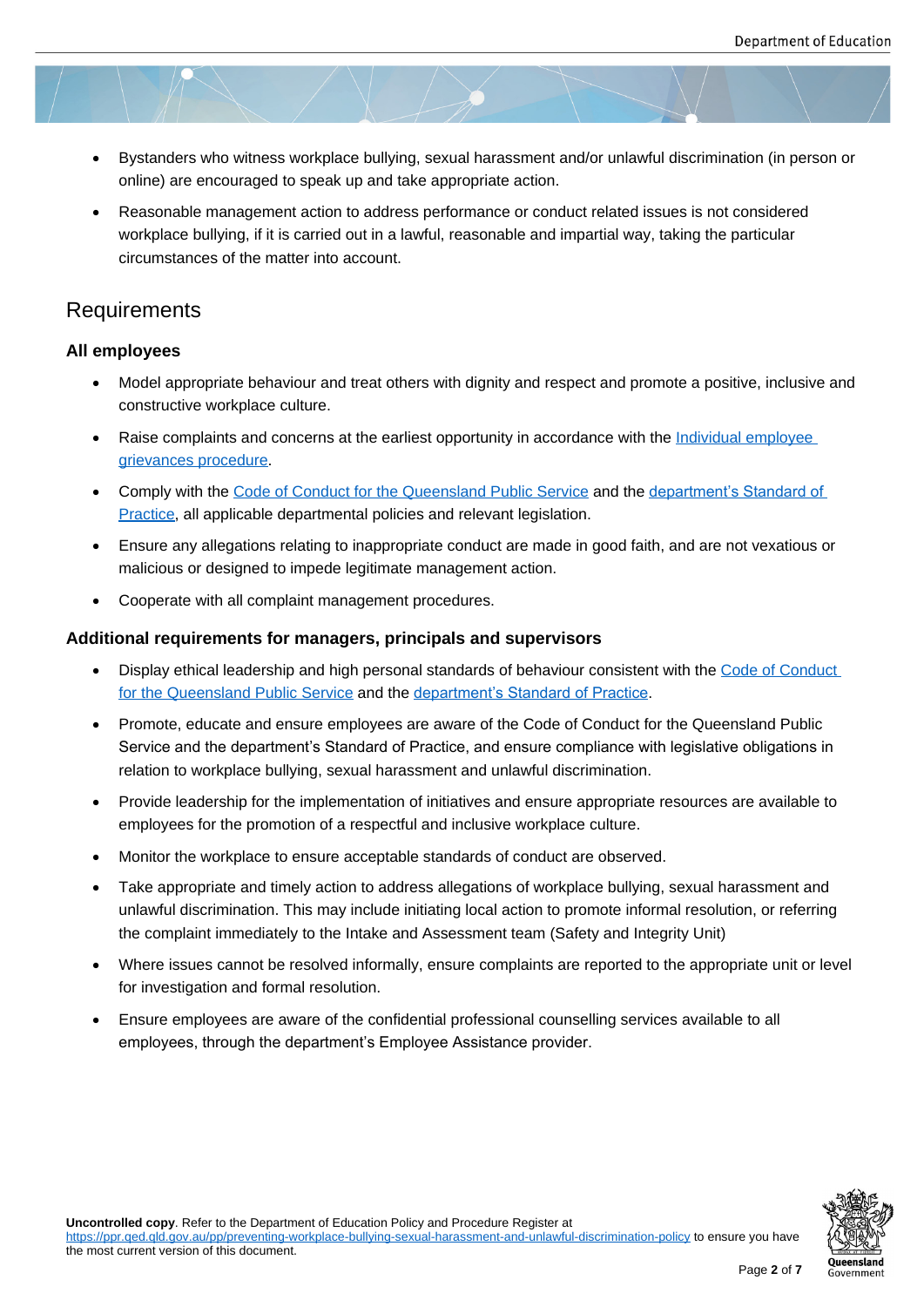- Bystanders who witness workplace bullying, sexual harassment and/or unlawful discrimination (in person or online) are encouraged to speak up and take appropriate action.
- Reasonable management action to address performance or conduct related issues is not considered workplace bullying, if it is carried out in a lawful, reasonable and impartial way, taking the particular circumstances of the matter into account.

## Requirements

### All employees

- Model appropriate behaviour and treat others with dignity and respect and promote a positive, inclusive and constructive workplace culture.
- Raise complaints and concerns at the earliest opportunity in accordance with the Individual employee grievances procedure.
- Comply with the Code of Conduct for the Queensland Public Service and the department's Standard of Practice, all applicable departmental policies and relevant legislation.
- Ensure any allegations relating to inappropriate conduct are made in good faith, and are not vexatious or malicious or designed to impede legitimate management action.
- Cooperate with all complaint management procedures.

### Additional requirements for managers, principals and supervisors

- Display ethical leadership and high personal standards of behaviour consistent with the Code of Conduct for the Queensland Public Service and the department's Standard of Practice.
- Promote, educate and ensure employees are aware of the Code of Conduct for the Queensland Public Service and the department's Standard of Practice, and ensure compliance with legislative obligations in relation to workplace bullying, sexual harassment and unlawful discrimination.
- Provide leadership for the implementation of initiatives and ensure appropriate resources are available to employees for the promotion of a respectful and inclusive workplace culture.
- Monitor the workplace to ensure acceptable standards of conduct are observed.
- Take appropriate and timely action to address allegations of workplace bullying, sexual harassment and unlawful discrimination. This may include initiating local action to promote informal resolution, or referring the complaint immediately to the Intake and Assessment team (Safety and Integrity Unit)
- Where issues cannot be resolved informally, ensure complaints are reported to the appropriate unit or level for investigation and formal resolution.
- Ensure employees are aware of the confidential professional counselling services available to all employees, through the department's Employee Assistance provider.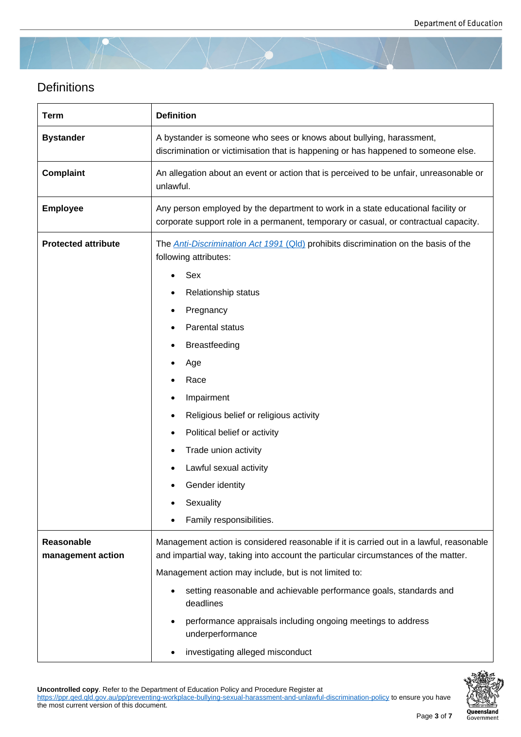## Definitions

| Term | Definition |
|---|---|
| **Bystander** | A bystander is someone who sees or knows about bullying, harassment, discrimination or victimisation that is happening or has happened to someone else. |
| **Complaint** | An allegation about an event or action that is perceived to be unfair, unreasonable or unlawful. |
| **Employee** | Any person employed by the department to work in a state educational facility or corporate support role in a permanent, temporary or casual, or contractual capacity. |
| **Protected attribute** | The *Anti-Discrimination Act 1991* (Qld) prohibits discrimination on the basis of the following attributes:<br>• Sex<br>• Relationship status<br>• Pregnancy<br>• Parental status<br>• Breastfeeding<br>• Age<br>• Race<br>• Impairment<br>• Religious belief or religious activity<br>• Political belief or activity<br>• Trade union activity<br>• Lawful sexual activity<br>• Gender identity<br>• Sexuality<br>• Family responsibilities. |
| **Reasonable management action** | Management action is considered reasonable if it is carried out in a lawful, reasonable and impartial way, taking into account the particular circumstances of the matter.<br>Management action may include, but is not limited to:<br>• setting reasonable and achievable performance goals, standards and deadlines<br>• performance appraisals including ongoing meetings to address underperformance<br>• investigating alleged misconduct |

**Uncontrolled copy**. Refer to the Department of Education Policy and Procedure Register at https://ppr.qed.qld.gov.au/pp/preventing-workplace-bullying-sexual-harassment-and-unlawful-discrimination-policy to ensure you have the most current version of this document.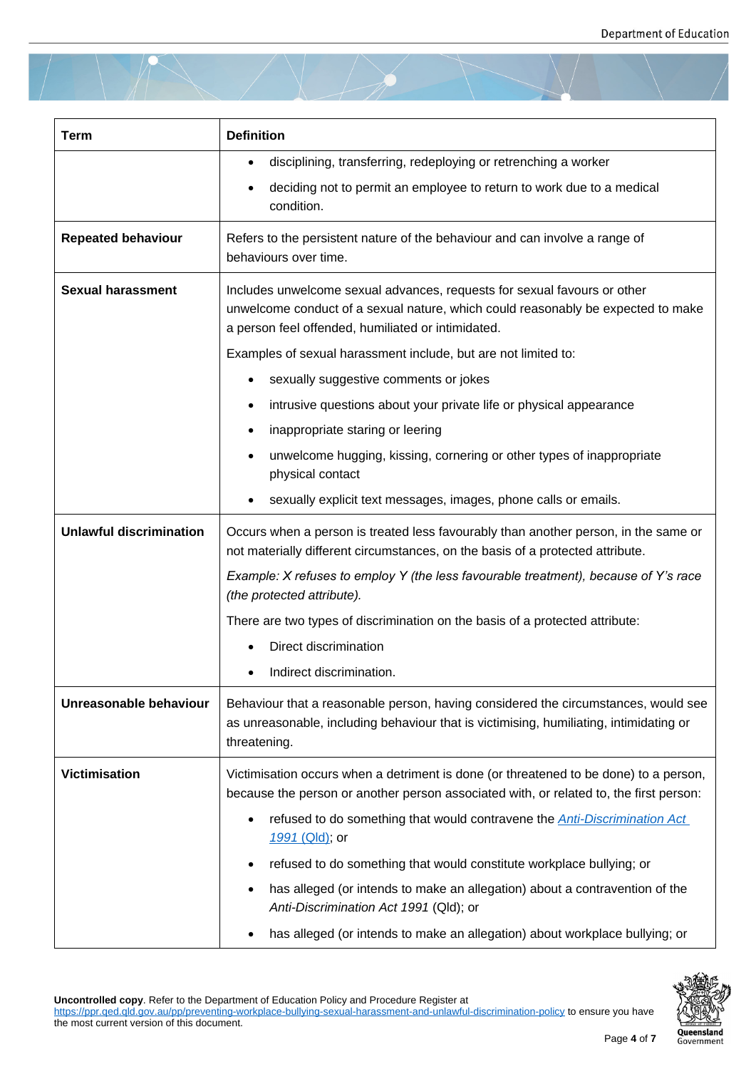| Term | Definition |
| --- | --- |
| | • disciplining, transferring, redeploying or retrenching a worker<br>• deciding not to permit an employee to return to work due to a medical condition. |
| **Repeated behaviour** | Refers to the persistent nature of the behaviour and can involve a range of behaviours over time. |
| **Sexual harassment** | Includes unwelcome sexual advances, requests for sexual favours or other unwelcome conduct of a sexual nature, which could reasonably be expected to make a person feel offended, humiliated or intimidated.<br>Examples of sexual harassment include, but are not limited to:<br>• sexually suggestive comments or jokes<br>• intrusive questions about your private life or physical appearance<br>• inappropriate staring or leering<br>• unwelcome hugging, kissing, cornering or other types of inappropriate physical contact<br>• sexually explicit text messages, images, phone calls or emails. |
| **Unlawful discrimination** | Occurs when a person is treated less favourably than another person, in the same or not materially different circumstances, on the basis of a protected attribute.<br>*Example: X refuses to employ Y (the less favourable treatment), because of Y's race (the protected attribute).*<br>There are two types of discrimination on the basis of a protected attribute:<br>• Direct discrimination<br>• Indirect discrimination. |
| **Unreasonable behaviour** | Behaviour that a reasonable person, having considered the circumstances, would see as unreasonable, including behaviour that is victimising, humiliating, intimidating or threatening. |
| **Victimisation** | Victimisation occurs when a detriment is done (or threatened to be done) to a person, because the person or another person associated with, or related to, the first person:<br>• refused to do something that would contravene the [*Anti-Discrimination Act 1991* (Qld)](); or<br>• refused to do something that would constitute workplace bullying; or<br>• has alleged (or intends to make an allegation) about a contravention of the *Anti-Discrimination Act 1991* (Qld); or<br>• has alleged (or intends to make an allegation) about workplace bullying; or |

**Uncontrolled copy**. Refer to the Department of Education Policy and Procedure Register at https://ppr.qed.qld.gov.au/pp/preventing-workplace-bullying-sexual-harassment-and-unlawful-discrimination-policy to ensure you have the most current version of this document.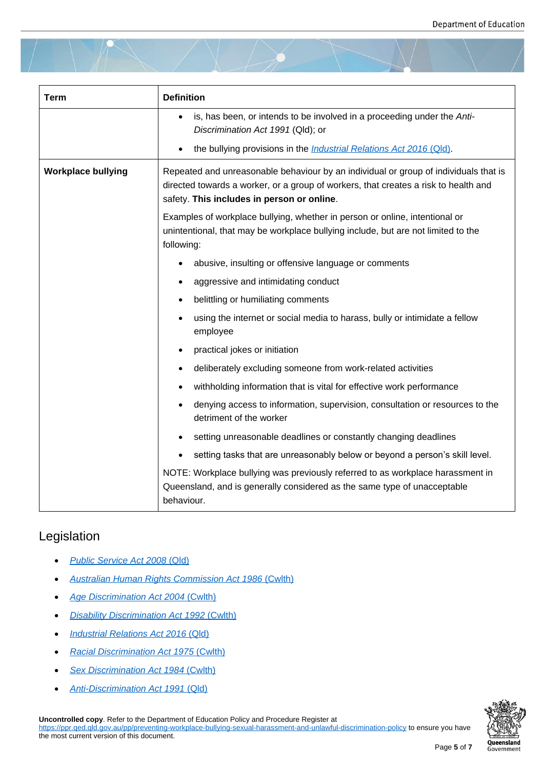| Term | Definition |
|---|---|
| | • is, has been, or intends to be involved in a proceeding under the *Anti-Discrimination Act 1991* (Qld); or<br>• the bullying provisions in the *Industrial Relations Act 2016* (Qld). |
| **Workplace bullying** | Repeated and unreasonable behaviour by an individual or group of individuals that is directed towards a worker, or a group of workers, that creates a risk to health and safety. **This includes in person or online**.<br><br>Examples of workplace bullying, whether in person or online, intentional or unintentional, that may be workplace bullying include, but are not limited to the following:<br>• abusive, insulting or offensive language or comments<br>• aggressive and intimidating conduct<br>• belittling or humiliating comments<br>• using the internet or social media to harass, bully or intimidate a fellow employee<br>• practical jokes or initiation<br>• deliberately excluding someone from work-related activities<br>• withholding information that is vital for effective work performance<br>• denying access to information, supervision, consultation or resources to the detriment of the worker<br>• setting unreasonable deadlines or constantly changing deadlines<br>• setting tasks that are unreasonably below or beyond a person's skill level.<br><br>NOTE: Workplace bullying was previously referred to as workplace harassment in Queensland, and is generally considered as the same type of unacceptable behaviour. |

## Legislation

- *Public Service Act 2008* (Qld)
- *Australian Human Rights Commission Act 1986* (Cwlth)
- *Age Discrimination Act 2004* (Cwlth)
- *Disability Discrimination Act 1992* (Cwlth)
- *Industrial Relations Act 2016* (Qld)
- *Racial Discrimination Act 1975* (Cwlth)
- *Sex Discrimination Act 1984* (Cwlth)
- *Anti-Discrimination Act 1991* (Qld)

**Uncontrolled copy**. Refer to the Department of Education Policy and Procedure Register at https://ppr.qed.qld.gov.au/pp/preventing-workplace-bullying-sexual-harassment-and-unlawful-discrimination-policy to ensure you have the most current version of this document.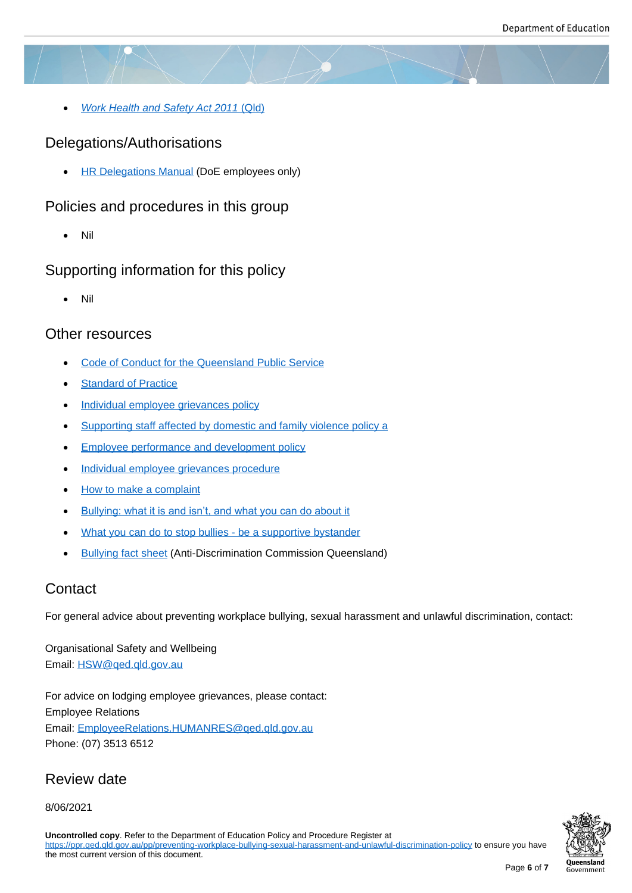- *Work Health and Safety Act 2011* (Qld)

## Delegations/Authorisations

- HR Delegations Manual (DoE employees only)

## Policies and procedures in this group

- Nil

## Supporting information for this policy

- Nil

## Other resources

- Code of Conduct for the Queensland Public Service
- Standard of Practice
- Individual employee grievances policy
- Supporting staff affected by domestic and family violence policy a
- Employee performance and development policy
- Individual employee grievances procedure
- How to make a complaint
- Bullying: what it is and isn't, and what you can do about it
- What you can do to stop bullies - be a supportive bystander
- Bullying fact sheet (Anti-Discrimination Commission Queensland)

## Contact

For general advice about preventing workplace bullying, sexual harassment and unlawful discrimination, contact:

Organisational Safety and Wellbeing
Email: HSW@qed.qld.gov.au

For advice on lodging employee grievances, please contact:
Employee Relations
Email: EmployeeRelations.HUMANRES@qed.qld.gov.au
Phone: (07) 3513 6512

## Review date

8/06/2021

**Uncontrolled copy**. Refer to the Department of Education Policy and Procedure Register at https://ppr.qed.qld.gov.au/pp/preventing-workplace-bullying-sexual-harassment-and-unlawful-discrimination-policy to ensure you have the most current version of this document.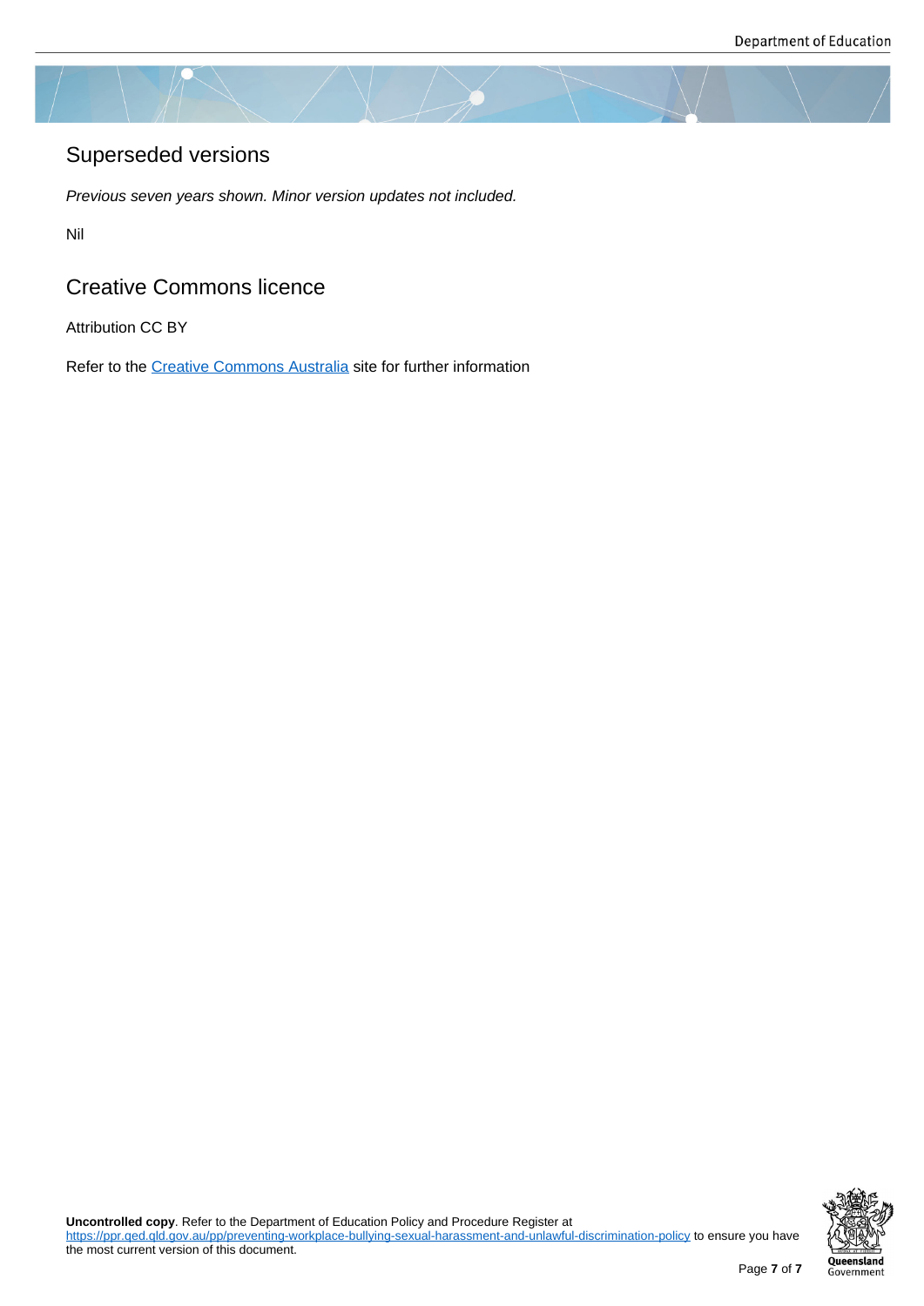## Superseded versions

*Previous seven years shown. Minor version updates not included.*

Nil

## Creative Commons licence

Attribution CC BY

Refer to the Creative Commons Australia site for further information